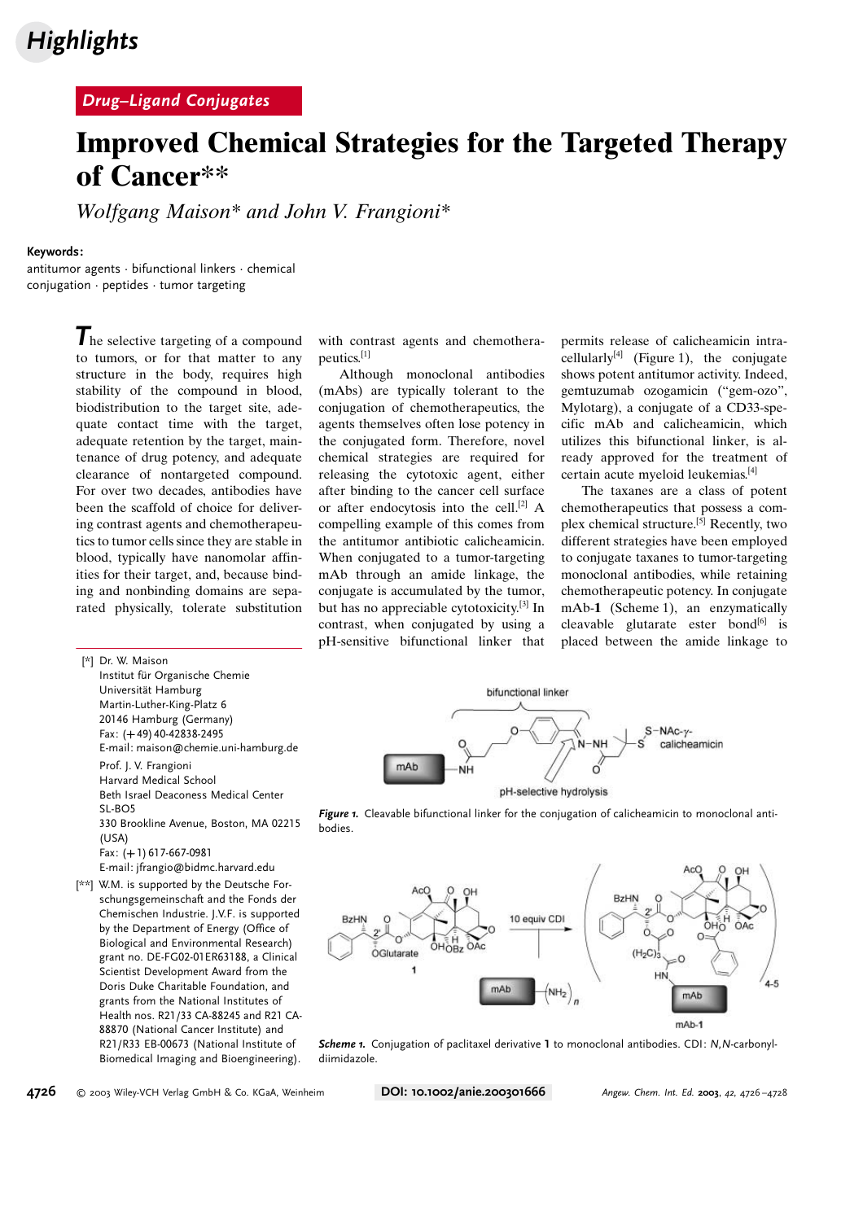Highlights

Drug–Ligand Conjugates

# Improved Chemical Strategies for the Targeted Therapy of Cancer**

*Wolfgang Maison\* and John V. Frangioni\**

**Keywords:**
antitumor agents · bifunctional linkers · chemical conjugation · peptides · tumor targeting

The selective targeting of a compound to tumors, or for that matter to any structure in the body, requires high stability of the compound in blood, biodistribution to the target site, adequate contact time with the target, adequate retention by the target, maintenance of drug potency, and adequate clearance of nontargeted compound. For over two decades, antibodies have been the scaffold of choice for delivering contrast agents and chemotherapeutics to tumor cells since they are stable in blood, typically have nanomolar affinities for their target, and, because binding and nonbinding domains are separated physically, tolerate substitution with contrast agents and chemotherapeutics.[1]

Although monoclonal antibodies (mAbs) are typically tolerant to the conjugation of chemotherapeutics, the agents themselves often lose potency in the conjugated form. Therefore, novel chemical strategies are required for releasing the cytotoxic agent, either after binding to the cancer cell surface or after endocytosis into the cell.[2] A compelling example of this comes from the antitumor antibiotic calicheamicin. When conjugated to a tumor-targeting mAb through an amide linkage, the conjugate is accumulated by the tumor, but has no appreciable cytotoxicity.[3] In contrast, when conjugated by using a pH-sensitive bifunctional linker that permits release of calicheamicin intracellularly[4] (Figure 1), the conjugate shows potent antitumor activity. Indeed, gemtuzumab ozogamicin ("gem-ozo", Mylotarg), a conjugate of a CD33-specific mAb and calicheamicin, which utilizes this bifunctional linker, is already approved for the treatment of certain acute myeloid leukemias.[4]

The taxanes are a class of potent chemotherapeutics that possess a complex chemical structure.[5] Recently, two different strategies have been employed to conjugate taxanes to tumor-targeting monoclonal antibodies, while retaining chemotherapeutic potency. In conjugate mAb-**1** (Scheme 1), an enzymatically cleavable glutarate ester bond[6] is placed between the amide linkage to

[*] Dr. W. Maison
Institut für Organische Chemie
Universität Hamburg
Martin-Luther-King-Platz 6
20146 Hamburg (Germany)
Fax: (+49) 40-42838-2495
E-mail: maison@chemie.uni-hamburg.de

Prof. J. V. Frangioni
Harvard Medical School
Beth Israel Deaconess Medical Center
SL-BO5
330 Brookline Avenue, Boston, MA 02215 (USA)
Fax: (+1) 617-667-0981
E-mail: jfrangio@bidmc.harvard.edu

[**] W.M. is supported by the Deutsche Forschungsgemeinschaft and the Fonds der Chemischen Industrie. J.V.F. is supported by the Department of Energy (Office of Biological and Environmental Research) grant no. DE-FG02-01ER63188, a Clinical Scientist Development Award from the Doris Duke Charitable Foundation, and grants from the National Institutes of Health nos. R21/33 CA-88245 and R21 CA-88870 (National Cancer Institute) and R21/R33 EB-00673 (National Institute of Biomedical Imaging and Bioengineering).

*Figure 1.* Cleavable bifunctional linker for the conjugation of calicheamicin to monoclonal antibodies.

*Scheme 1.* Conjugation of paclitaxel derivative **1** to monoclonal antibodies. CDI: *N*,*N*-carbonyldiimidazole.

DOI: 10.1002/anie.200301666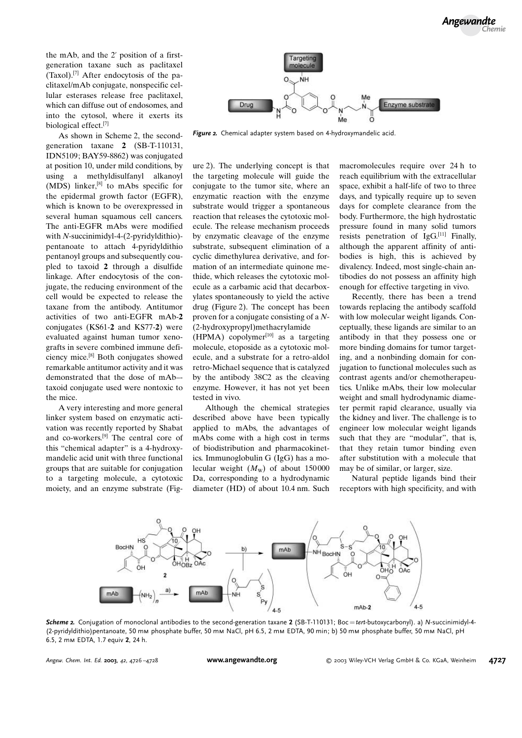the mAb, and the 2′ position of a first-generation taxane such as paclitaxel (Taxol).[7] After endocytosis of the paclitaxel/mAb conjugate, nonspecific cellular esterases release free paclitaxel, which can diffuse out of endosomes, and into the cytosol, where it exerts its biological effect.[7]

As shown in Scheme 2, the second-generation taxane **2** (SB-T-110131, IDN5109; BAY59-8862) was conjugated at position 10, under mild conditions, by using a methyldisulfanyl alkanoyl (MDS) linker,[8] to mAbs specific for the epidermal growth factor (EGFR), which is known to be overexpressed in several human squamous cell cancers. The anti-EGFR mAbs were modified with *N*-succinimidyl-4-(2-pyridyldithio)-pentanoate to attach 4-pyridyldithio pentanoyl groups and subsequently coupled to taxoid **2** through a disulfide linkage. After endocytosis of the conjugate, the reducing environment of the cell would be expected to release the taxane from the antibody. Antitumor activities of two anti-EGFR mAb-**2** conjugates (KS61-**2** and KS77-**2**) were evaluated against human tumor xenografts in severe combined immune deficiency mice.[8] Both conjugates showed remarkable antitumor activity and it was demonstrated that the dose of mAb–taxoid conjugate used were nontoxic to the mice.

A very interesting and more general linker system based on enzymatic activation was recently reported by Shabat and co-workers.[9] The central core of this "chemical adapter" is a 4-hydroxymandelic acid unit with three functional groups that are suitable for conjugation to a targeting molecule, a cytotoxic moiety, and an enzyme substrate (Figure 2). The underlying concept is that the targeting molecule will guide the conjugate to the tumor site, where an enzymatic reaction with the enzyme substrate would trigger a spontaneous reaction that releases the cytotoxic molecule. The release mechanism proceeds by enzymatic cleavage of the enzyme substrate, subsequent elimination of a cyclic dimethylurea derivative, and formation of an intermediate quinone methide, which releases the cytotoxic molecule as a carbamic acid that decarboxylates spontaneously to yield the active drug (Figure 2). The concept has been proven for a conjugate consisting of a *N*-(2-hydroxypropyl)methacrylamide (HPMA) copolymer[10] as a targeting molecule, etoposide as a cytotoxic molecule, and a substrate for a retro-aldol retro-Michael sequence that is catalyzed by the antibody 38C2 as the cleaving enzyme. However, it has not yet been tested in vivo.

***Figure 2.*** Chemical adapter system based on 4-hydroxymandelic acid.

Although the chemical strategies described above have been typically applied to mAbs, the advantages of mAbs come with a high cost in terms of biodistribution and pharmacokinetics. Immunoglobulin G (IgG) has a molecular weight ($M_W$) of about 150000 Da, corresponding to a hydrodynamic diameter (HD) of about 10.4 nm. Such macromolecules require over 24 h to reach equilibrium with the extracellular space, exhibit a half-life of two to three days, and typically require up to seven days for complete clearance from the body. Furthermore, the high hydrostatic pressure found in many solid tumors resists penetration of IgG.[11] Finally, although the apparent affinity of antibodies is high, this is achieved by divalency. Indeed, most single-chain antibodies do not possess an affinity high enough for effective targeting in vivo.

Recently, there has been a trend towards replacing the antibody scaffold with low molecular weight ligands. Conceptually, these ligands are similar to an antibody in that they possess one or more binding domains for tumor targeting, and a nonbinding domain for conjugation to functional molecules such as contrast agents and/or chemotherapeutics. Unlike mAbs, their low molecular weight and small hydrodynamic diameter permit rapid clearance, usually via the kidney and liver. The challenge is to engineer low molecular weight ligands such that they are "modular", that is, that they retain tumor binding even after substitution with a molecule that may be of similar, or larger, size.

Natural peptide ligands bind their receptors with high specificity, and with

***Scheme 2.*** Conjugation of monoclonal antibodies to the second-generation taxane **2** (SB-T-110131; Boc = *tert*-butoxycarbonyl). a) *N*-succinimidyl-4-(2-pyridyldithio)pentanoate, 50 mM phosphate buffer, 50 mM NaCl, pH 6.5, 2 mM EDTA, 90 min; b) 50 mM phosphate buffer, 50 mM NaCl, pH 6.5, 2 mM EDTA, 1.7 equiv **2**, 24 h.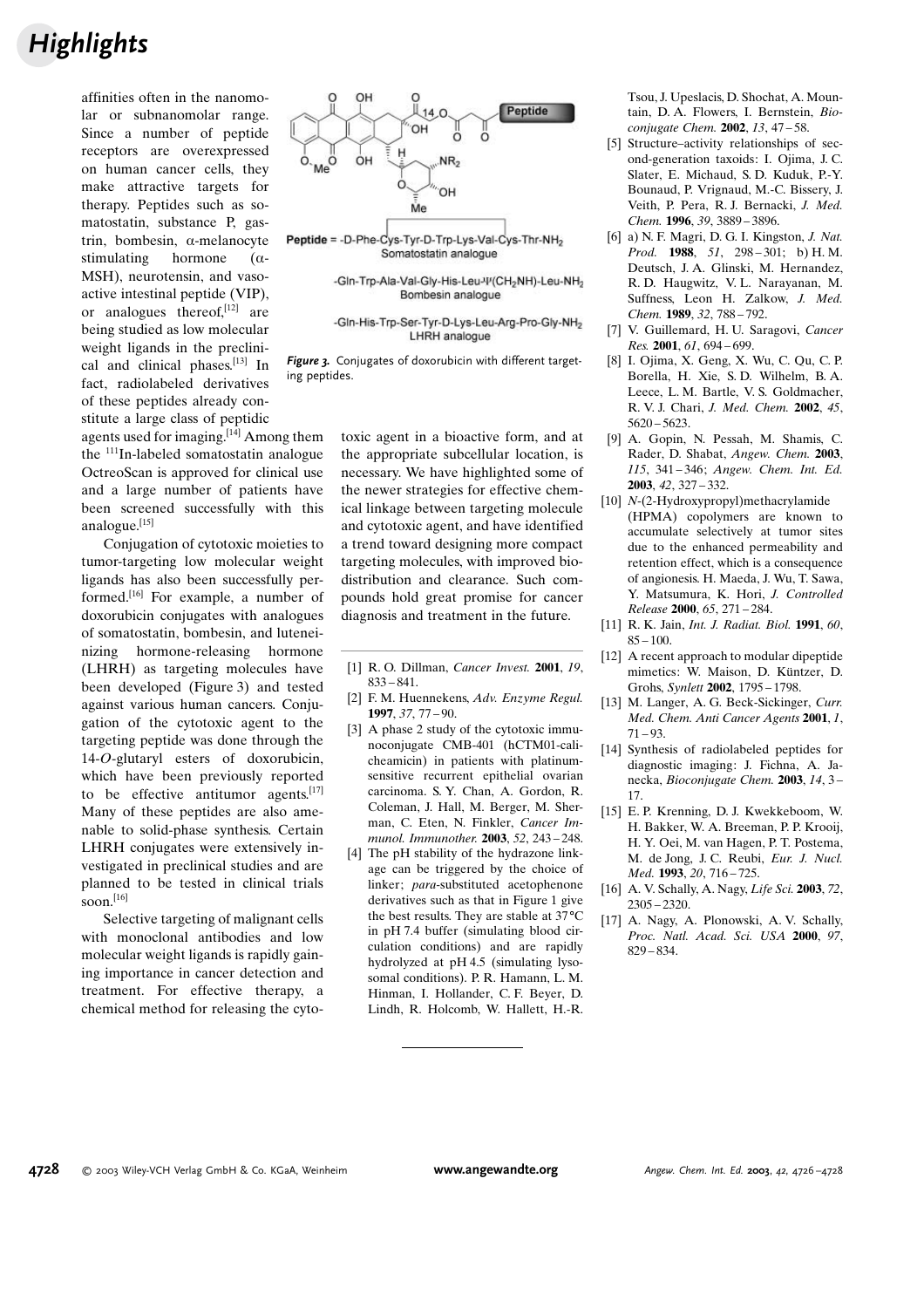affinities often in the nanomolar or subnanomolar range. Since a number of peptide receptors are overexpressed on human cancer cells, they make attractive targets for therapy. Peptides such as somatostatin, substance P, gastrin, bombesin, α-melanocyte stimulating hormone (α-MSH), neurotensin, and vasoactive intestinal peptide (VIP), or analogues thereof,[12] are being studied as low molecular weight ligands in the preclinical and clinical phases.[13] In fact, radiolabeled derivatives of these peptides already constitute a large class of peptidic agents used for imaging.[14] Among them the $^{111}$In-labeled somatostatin analogue OctreoScan is approved for clinical use and a large number of patients have been screened successfully with this analogue.[15]

Conjugation of cytotoxic moieties to tumor-targeting low molecular weight ligands has also been successfully performed.[16] For example, a number of doxorubicin conjugates with analogues of somatostatin, bombesin, and luteneinizing hormone-releasing hormone (LHRH) as targeting molecules have been developed (Figure 3) and tested against various human cancers. Conjugation of the cytotoxic agent to the targeting peptide was done through the 14-*O*-glutaryl esters of doxorubicin, which have been previously reported to be effective antitumor agents.[17] Many of these peptides are also amenable to solid-phase synthesis. Certain LHRH conjugates were extensively investigated in preclinical studies and are planned to be tested in clinical trials soon.[16]

Peptide = -D-Phe-Cys-Tyr-D-Trp-Lys-Val-Cys-Thr-NH₂
Somatostatin analogue

-Gln-Trp-Ala-Val-Gly-His-Leu-Ψ(CH₂NH)-Leu-NH₂
Bombesin analogue

-Gln-His-Trp-Ser-Tyr-D-Lys-Leu-Arg-Pro-Gly-NH₂
LHRH analogue

***Figure 3.*** Conjugates of doxorubicin with different targeting peptides.

Selective targeting of malignant cells with monoclonal antibodies and low molecular weight ligands is rapidly gaining importance in cancer detection and treatment. For effective therapy, a chemical method for releasing the cytotoxic agent in a bioactive form, and at the appropriate subcellular location, is necessary. We have highlighted some of the newer strategies for effective chemical linkage between targeting molecule and cytotoxic agent, and have identified a trend toward designing more compact targeting molecules, with improved biodistribution and clearance. Such compounds hold great promise for cancer diagnosis and treatment in the future.

---

[1] R. O. Dillman, *Cancer Invest.* **2001**, *19*, 833–841.

[2] F. M. Huennekens, *Adv. Enzyme Regul.* **1997**, *37*, 77–90.

[3] A phase 2 study of the cytotoxic immunoconjugate CMB-401 (hCTM01-calicheamicin) in patients with platinum-sensitive recurrent epithelial ovarian carcinoma. S. Y. Chan, A. Gordon, R. Coleman, J. Hall, M. Berger, M. Sherman, C. Eten, N. Finkler, *Cancer Immunol. Immunother.* **2003**, *52*, 243–248.

[4] The pH stability of the hydrazone linkage can be triggered by the choice of linker; *para*-substituted acetophenone derivatives such as that in Figure 1 give the best results. They are stable at 37°C in pH 7.4 buffer (simulating blood circulation conditions) and are rapidly hydrolyzed at pH 4.5 (simulating lysosomal conditions). P. R. Hamann, L. M. Hinman, I. Hollander, C. F. Beyer, D. Lindh, R. Holcomb, W. Hallett, H.-R. Tsou, J. Upeslacis, D. Shochat, A. Mountain, D. A. Flowers, I. Bernstein, *Bioconjugate Chem.* **2002**, *13*, 47–58.

[5] Structure–activity relationships of second-generation taxoids: I. Ojima, J. C. Slater, E. Michaud, S. D. Kuduk, P.-Y. Bounaud, P. Vrignaud, M.-C. Bissery, J. Veith, P. Pera, R. J. Bernacki, *J. Med. Chem.* **1996**, *39*, 3889–3896.

[6] a) N. F. Magri, D. G. I. Kingston, *J. Nat. Prod.* **1988**, *51*, 298–301; b) H. M. Deutsch, J. A. Glinski, M. Hernandez, R. D. Haugwitz, V. L. Narayanan, M. Suffness, Leon H. Zalkow, *J. Med. Chem.* **1989**, *32*, 788–792.

[7] V. Guillemard, H. U. Saragovi, *Cancer Res.* **2001**, *61*, 694–699.

[8] I. Ojima, X. Geng, X. Wu, C. Qu, C. P. Borella, H. Xie, S. D. Wilhelm, B. A. Leece, L. M. Bartle, V. S. Goldmacher, R. V. J. Chari, *J. Med. Chem.* **2002**, *45*, 5620–5623.

[9] A. Gopin, N. Pessah, M. Shamis, C. Rader, D. Shabat, *Angew. Chem.* **2003**, *115*, 341–346; *Angew. Chem. Int. Ed.* **2003**, *42*, 327–332.

[10] *N*-(2-Hydroxypropyl)methacrylamide (HPMA) copolymers are known to accumulate selectively at tumor sites due to the enhanced permeability and retention effect, which is a consequence of angionesis. H. Maeda, J. Wu, T. Sawa, Y. Matsumura, K. Hori, *J. Controlled Release* **2000**, *65*, 271–284.

[11] R. K. Jain, *Int. J. Radiat. Biol.* **1991**, *60*, 85–100.

[12] A recent approach to modular dipeptide mimetics: W. Maison, D. Küntzer, D. Grohs, *Synlett* **2002**, 1795–1798.

[13] M. Langer, A. G. Beck-Sickinger, *Curr. Med. Chem. Anti Cancer Agents* **2001**, *1*, 71–93.

[14] Synthesis of radiolabeled peptides for diagnostic imaging: J. Fichna, A. Janecka, *Bioconjugate Chem.* **2003**, *14*, 3–17.

[15] E. P. Krenning, D. J. Kwekkeboom, W. H. Bakker, W. A. Breeman, P. P. Kooij, H. Y. Oei, M. van Hagen, P. T. Postema, M. de Jong, J. C. Reubi, *Eur. J. Nucl. Med.* **1993**, *20*, 716–725.

[16] A. V. Schally, A. Nagy, *Life Sci.* **2003**, *72*, 2305–2320.

[17] A. Nagy, A. Plonowski, A. V. Schally, *Proc. Natl. Acad. Sci. USA* **2000**, *97*, 829–834.